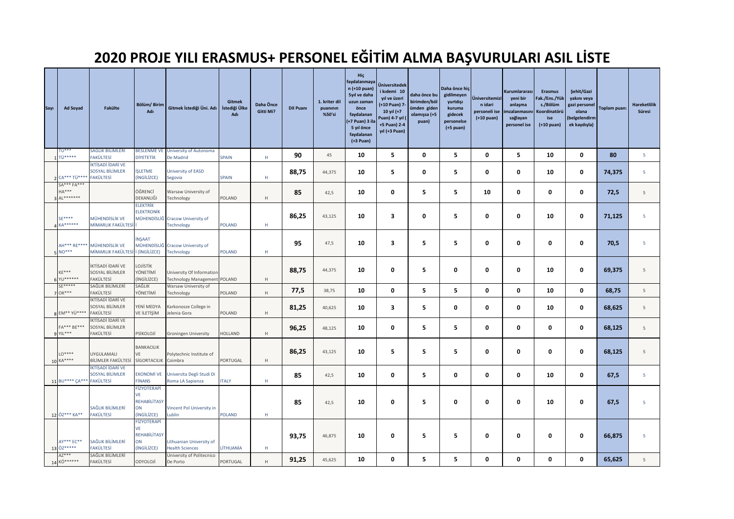# 2020 PROJE YILI ERASMUS+ PERSONEL EĞİTİM ALMA BAŞVURULARI ASIL LİSTE

| Sayı | Ad Soyad | Fakülte | Bölüm/ Birim Adı | Gitmek İstediği Üni. Adı | Gitmek İstediği Ülke Adı | Daha Önce Gitti Mi? | Dil Puanı | 1. kriter dil puanının %50'si | Hiç faydalanmayan (+10 puan) 5yıl ve daha uzun zaman önce faydalanan (+7 Puan) 3 ila 5 yıl önce faydalanan (+3 Puan) | Üniversitedeki kıdemi 10 yıl ve üzeri (+10 Puan) 7-10 yıl (+7 Puan) 4-7 yıl (+5 Puan) 2-4 yıl (+3 Puan) | daha önce bu birimden/bölümden giden olamışsa (+5 puan) | Daha önce hiç gidilmeyen yurtdışı kuruma gidecek personelse (+5 puan) | Üniversitemizin idari personeli ise (+10 puan) | Kurumlararası yeni bir anlaşma imzalanmasını sağlayan personel ise | Erasmus Fak./Ens./Yüks./Bölüm Koordinatörü ise (+10 puan) | Şehit/Gazi yakını veya gazi personel olana (belgelendirmek kaydıyla) | Toplam puan: | Hareketlilik Süresi |
|---|---|---|---|---|---|---|---|---|---|---|---|---|---|---|---|---|---|---|
| 1 | TU*** TÜ***** | SAĞLIK BİLİMLERİ FAKÜLTESİ | BESLENME VE DİYETETİK | University of Autonoma De Madrid | SPAIN | H | 90 | 45 | 10 | 5 | 0 | 5 | 0 | 5 | 10 | 0 | 80 | 5 |
| 2 | CA*** TÜ**** | İKTİSADİ İDARİ VE SOSYAL BİLİMLER FAKÜLTESİ | İŞLETME (İNGİLİZCE) | University of EASD Segovia | SPAIN | H | 88,75 | 44,375 | 10 | 5 | 0 | 5 | 0 | 0 | 10 | 0 | 74,375 | 5 |
| 3 | SA*** FA*** HA*** AL******* | | ÖĞRENCİ DEKANLIĞI | Warsaw University of Technology | POLAND | H | 85 | 42,5 | 10 | 0 | 5 | 5 | 10 | 0 | 0 | 0 | 72,5 | 5 |
| 4 | SE**** KA****** | MÜHENDİSLİK VE MİMARLIK FAKÜLTESİ | ELEKTRİK ELEKTRONİK MÜHENDİSLİĞİ | Cracow University of Technology | POLAND | H | 86,25 | 43,125 | 10 | 3 | 0 | 5 | 0 | 0 | 10 | 0 | 71,125 | 5 |
| 5 | AH*** RE**** NO*** | MÜHENDİSLİK VE MİMARLIK FAKÜLTESİ | İNŞAAT MÜHENDİSLİĞİ (İNGİLİZCE) | Cracow University of Technology | POLAND | H | 95 | 47,5 | 10 | 3 | 5 | 5 | 0 | 0 | 0 | 0 | 70,5 | 5 |
| 6 | KE*** YU****** | İKTİSADİ İDARİ VE SOSYAL BİLİMLER FAKÜLTESİ | LOJİSTİK YÖNETİMİ (İNGİLİZCE) | University Of Information Technology Management | POLAND | H | 88,75 | 44,375 | 10 | 0 | 5 | 0 | 0 | 0 | 10 | 0 | 69,375 | 5 |
| 7 | SE***** OK*** | SAĞLIK BİLİMLERİ FAKÜLTESİ | SAĞLIK YÖNETİMİ | Warsaw University of Technology | POLAND | H | 77,5 | 38,75 | 10 | 0 | 5 | 5 | 0 | 0 | 10 | 0 | 68,75 | 5 |
| 8 | EM** YÜ**** | İKTİSADİ İDARİ VE SOSYAL BİLİMLER FAKÜLTESİ | YENİ MEDYA VE İLETİŞİM | Karkonosze College in Jelenia Gora | POLAND | H | 81,25 | 40,625 | 10 | 3 | 5 | 0 | 0 | 0 | 10 | 0 | 68,625 | 5 |
| 9 | FA*** BE*** YIL*** | İKTİSADİ İDARİ VE SOSYAL BİLİMLER FAKÜLTESİ | PSİKOLOJİ | Groningen University | HOLLAND | H | 96,25 | 48,125 | 10 | 0 | 5 | 5 | 0 | 0 | 0 | 0 | 68,125 | 5 |
| 10 | LO**** KA**** | UYGULAMALI BİLİMLER FAKÜLTESİ | BANKACILIK VE SİGORTACILIK | Polytechnic Institute of Coimbra | PORTUGAL | H | 86,25 | 43,125 | 10 | 5 | 5 | 5 | 0 | 0 | 0 | 0 | 68,125 | 5 |
| 11 | BU**** ÇA*** | İKTİSADİ İDARİ VE SOSYAL BİLİMLER FAKÜLTESİ | EKONOMİ VE FİNANS | Universita Degli Studi Di Roma LA Sapienza | ITALY | H | 85 | 42,5 | 10 | 0 | 5 | 0 | 0 | 0 | 10 | 0 | 67,5 | 5 |
| 12 | ÖZ*** KA** | SAĞLIK BİLİMLERİ FAKÜLTESİ | FİZYOTERAPİ VE REHABİLİTASYON (İNGİLİZCE) | Vincent Pol University in Lublin | POLAND | H | 85 | 42,5 | 10 | 0 | 5 | 0 | 0 | 0 | 10 | 0 | 67,5 | 5 |
| 13 | AY*** EC** ÖZ***** | SAĞLIK BİLİMLERİ FAKÜLTESİ | FİZYOTERAPİ VE REHABİLİTASYON (İNGİLİZCE) | Lithuanian University of Health Sciences | LİTHUANİA | H | 93,75 | 46,875 | 10 | 0 | 5 | 5 | 0 | 0 | 0 | 0 | 66,875 | 5 |
| 14 | AZ*** KÖ****** | SAĞLIK BİLİMLERİ FAKÜLTESİ | ODYOLOJİ | University of Politecnico De Porto | PORTUGAL | H | 91,25 | 45,625 | 10 | 0 | 5 | 5 | 0 | 0 | 0 | 0 | 65,625 | 5 |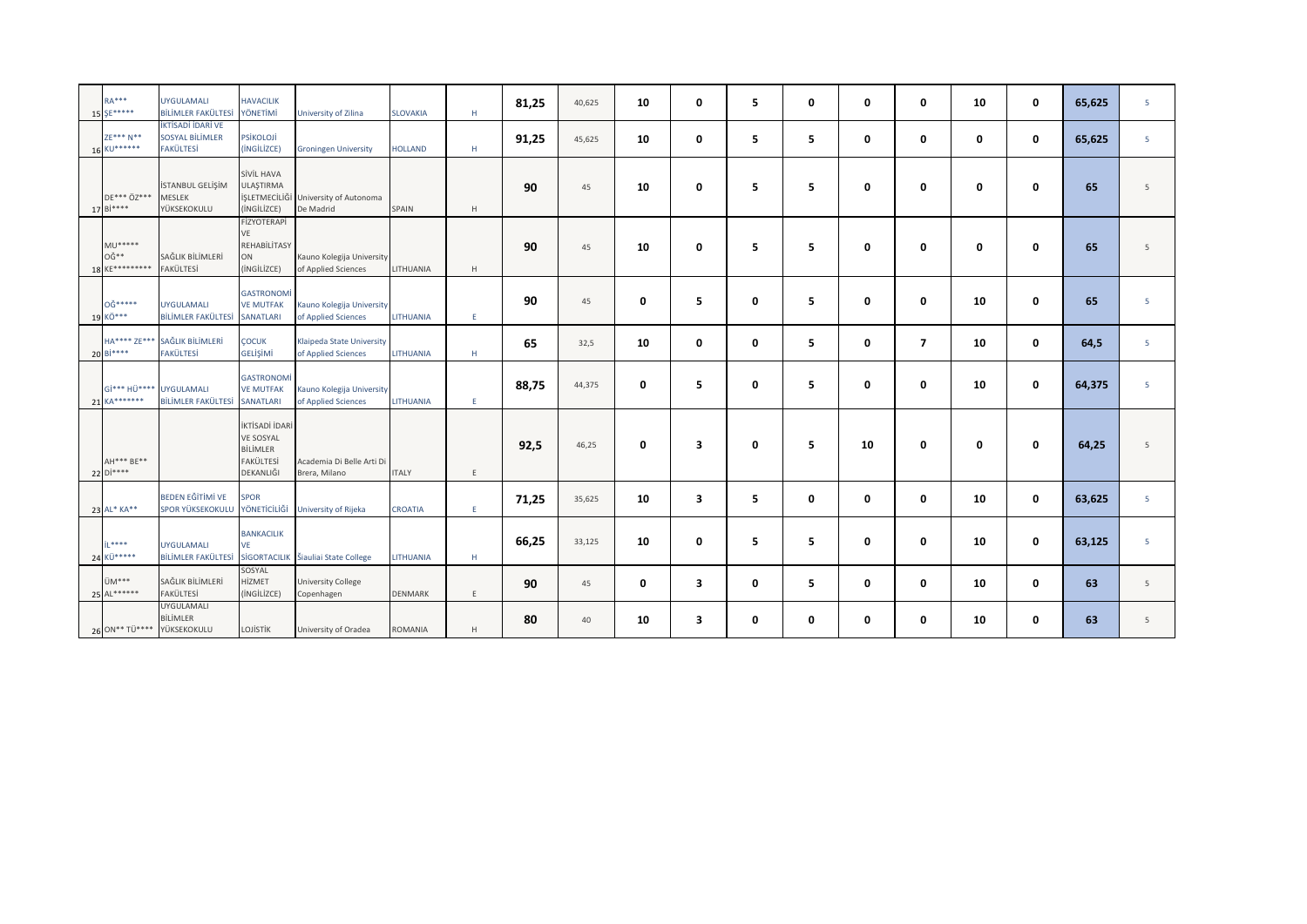| | | | | | | | | | | | | | | | | | | | |
|---|---|---|---|---|---|---|---|---|---|---|---|---|---|---|---|---|---|---|---|
| 15 | RA*** ŞE***** | UYGULAMALI BİLİMLER FAKÜLTESİ | HAVACILIK YÖNETİMİ | University of Zilina | SLOVAKIA | H | 81,25 | 40,625 | 10 | 0 | 5 | 0 | 0 | 0 | 10 | 0 | 65,625 | 5 |
| 16 | ZE*** N** KU****** | İKTİSADİ İDARİ VE SOSYAL BİLİMLER FAKÜLTESİ | PSİKOLOJİ (İNGİLİZCE) | Groningen University | HOLLAND | H | 91,25 | 45,625 | 10 | 0 | 5 | 5 | 0 | 0 | 0 | 0 | 65,625 | 5 |
| 17 | DE*** ÖZ*** Bİ**** | İSTANBUL GELİŞİM MESLEK YÜKSEKOKULU | SİVİL HAVA ULAŞTIRMA İŞLETMECİLİĞİ (İNGİLİZCE) | University of Autonoma De Madrid | SPAIN | H | 90 | 45 | 10 | 0 | 5 | 5 | 0 | 0 | 0 | 0 | 65 | 5 |
| 18 | MU***** OĞ** KE********* | SAĞLIK BİLİMLERİ FAKÜLTESİ | FİZYOTERAPİ VE REHABİLİTASYON (İNGİLİZCE) | Kauno Kolegija University of Applied Sciences | LITHUANIA | H | 90 | 45 | 10 | 0 | 5 | 5 | 0 | 0 | 0 | 0 | 65 | 5 |
| 19 | OĞ***** KÖ*** | UYGULAMALI BİLİMLER FAKÜLTESİ | GASTRONOMİ VE MUTFAK SANATLARI | Kauno Kolegija University of Applied Sciences | LITHUANIA | E | 90 | 45 | 0 | 5 | 0 | 5 | 0 | 0 | 10 | 0 | 65 | 5 |
| 20 | HA**** ZE*** Bİ**** | SAĞLIK BİLİMLERİ FAKÜLTESİ | ÇOCUK GELİŞİMİ | Klaipeda State University of Applied Sciences | LITHUANIA | H | 65 | 32,5 | 10 | 0 | 0 | 5 | 0 | 7 | 10 | 0 | 64,5 | 5 |
| 21 | Gİ*** HÜ**** KA******* | UYGULAMALI BİLİMLER FAKÜLTESİ | GASTRONOMİ VE MUTFAK SANATLARI | Kauno Kolegija University of Applied Sciences | LITHUANIA | E | 88,75 | 44,375 | 0 | 5 | 0 | 5 | 0 | 0 | 10 | 0 | 64,375 | 5 |
| 22 | AH*** BE** Dİ**** | | İKTİSADİ İDARİ VE SOSYAL BİLİMLER FAKÜLTESİ DEKANLIĞI | Academia Di Belle Arti Di Brera, Milano | ITALY | E | 92,5 | 46,25 | 0 | 3 | 0 | 5 | 10 | 0 | 0 | 0 | 64,25 | 5 |
| 23 | AL* KA** | BEDEN EĞİTİMİ VE SPOR YÜKSEKOKULU | SPOR YÖNETİCİLİĞİ | University of Rijeka | CROATIA | E | 71,25 | 35,625 | 10 | 3 | 5 | 0 | 0 | 0 | 10 | 0 | 63,625 | 5 |
| 24 | İL**** KÜ***** | UYGULAMALI BİLİMLER FAKÜLTESİ | BANKACILIK VE SİGORTACILIK | Šiauliai State College | LITHUANIA | H | 66,25 | 33,125 | 10 | 0 | 5 | 5 | 0 | 0 | 10 | 0 | 63,125 | 5 |
| 25 | ÜM*** AL****** | SAĞLIK BİLİMLERİ FAKÜLTESİ | SOSYAL HİZMET (İNGİLİZCE) | University College Copenhagen | DENMARK | E | 90 | 45 | 0 | 3 | 0 | 5 | 0 | 0 | 10 | 0 | 63 | 5 |
| 26 | ON** TÜ**** | UYGULAMALI BİLİMLER YÜKSEKOKULU | LOJİSTİK | University of Oradea | ROMANIA | H | 80 | 40 | 10 | 3 | 0 | 0 | 0 | 0 | 10 | 0 | 63 | 5 |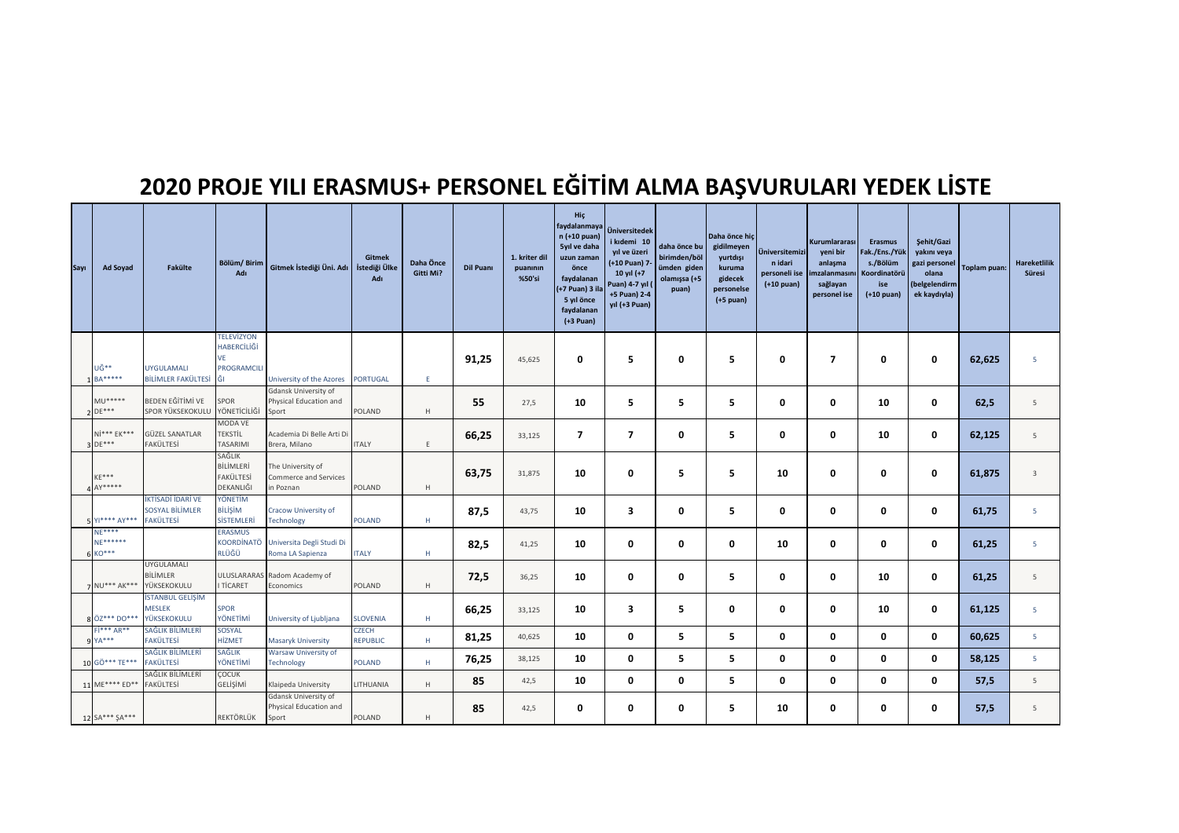# 2020 PROJE YILI ERASMUS+ PERSONEL EĞİTİM ALMA BAŞVURULARI YEDEK LİSTE

| Sayı | Ad Soyad | Fakülte | Bölüm/ Birim Adı | Gitmek İstediği Üni. Adı | Gitmek İstediği Ülke Adı | Daha Önce Gitti Mi? | Dil Puanı | 1. kriter dil puanının %50'si | Hiç faydalanmayan (+10 puan) 5yıl ve daha uzun zaman önce faydalanan (+7 Puan) 3 ila 5 yıl önce faydalanan (+3 Puan) | Üniversitedeki kıdemi 10 yıl ve üzeri (+10 Puan) 7-10 yıl (+7 Puan) 4-7 yıl (+5 Puan) 2-4 yıl (+3 Puan) | daha önce bu birimden/bölümden giden olamışsa (+5 puan) | Daha önce hiç gidilmeyen yurtdışı kuruma gidecek personelse (+5 puan) | Üniversitemizin idari personeli ise (+10 puan) | Kurumlararası yeni bir anlaşma imzalanmasını sağlayan personel ise | Erasmus Fak./Ens./Yüks./Bölüm Koordinatörü ise (+10 puan) | Şehit/Gazi yakını veya gazi personel olana (belgelendirmek kaydıyla) | Toplam puan: | Hareketlilik Süresi |
|---|---|---|---|---|---|---|---|---|---|---|---|---|---|---|---|---|---|---|
| 1 | UĞ** BA***** | UYGULAMALI BİLİMLER FAKÜLTESİ | TELEVİZYON HABERCİLİĞİ VE PROGRAMCILIĞI | University of the Azores | PORTUGAL | E | 91,25 | 45,625 | 0 | 5 | 0 | 5 | 0 | 7 | 0 | 0 | 62,625 | 5 |
| 2 | MU***** DE*** | BEDEN EĞİTİMİ VE SPOR YÜKSEKOKULU | SPOR YÖNETİCİLİĞİ | Gdansk University of Physical Education and Sport | POLAND | H | 55 | 27,5 | 10 | 5 | 5 | 5 | 0 | 0 | 10 | 0 | 62,5 | 5 |
| 3 | Nİ*** EK*** DE*** | GÜZEL SANATLAR FAKÜLTESİ | MODA VE TEKSTİL TASARIMI | Academia Di Belle Arti Di Brera, Milano | ITALY | E | 66,25 | 33,125 | 7 | 7 | 0 | 5 | 0 | 0 | 10 | 0 | 62,125 | 5 |
| 4 | KE*** AY***** | | SAĞLIK BİLİMLERİ FAKÜLTESİ DEKANLIĞI | The University of Commerce and Services in Poznan | POLAND | H | 63,75 | 31,875 | 10 | 0 | 5 | 5 | 10 | 0 | 0 | 0 | 61,875 | 3 |
| 5 | Yİ**** AY*** | İKTİSADİ İDARİ VE SOSYAL BİLİMLER FAKÜLTESİ | YÖNETİM BİLİŞİM SİSTEMLERİ | Cracow University of Technology | POLAND | H | 87,5 | 43,75 | 10 | 3 | 0 | 5 | 0 | 0 | 0 | 0 | 61,75 | 5 |
| 6 | NE**** NE****** KO*** | | ERASMUS KOORDİNATÖRLÜĞÜ | Universita Degli Studi Di Roma LA Sapienza | ITALY | H | 82,5 | 41,25 | 10 | 0 | 0 | 0 | 10 | 0 | 0 | 0 | 61,25 | 5 |
| 7 | NU*** AK*** | UYGULAMALI BİLİMLER YÜKSEKOKULU | ULUSLARARASI TİCARET | Radom Academy of Economics | POLAND | H | 72,5 | 36,25 | 10 | 0 | 0 | 5 | 0 | 0 | 10 | 0 | 61,25 | 5 |
| 8 | ÖZ*** DO*** | İSTANBUL GELİŞİM MESLEK YÜKSEKOKULU | SPOR YÖNETİMİ | University of Ljubljana | SLOVENIA | H | 66,25 | 33,125 | 10 | 3 | 5 | 0 | 0 | 0 | 10 | 0 | 61,125 | 5 |
| 9 | Fİ*** AR** YA*** | SAĞLIK BİLİMLERİ FAKÜLTESİ | SOSYAL HİZMET | Masaryk University | CZECH REPUBLIC | H | 81,25 | 40,625 | 10 | 0 | 5 | 5 | 0 | 0 | 0 | 0 | 60,625 | 5 |
| 10 | GÖ*** TE*** | SAĞLIK BİLİMLERİ FAKÜLTESİ | SAĞLIK YÖNETİMİ | Warsaw University of Technology | POLAND | H | 76,25 | 38,125 | 10 | 0 | 5 | 5 | 0 | 0 | 0 | 0 | 58,125 | 5 |
| 11 | ME**** ED** | SAĞLIK BİLİMLERİ FAKÜLTESİ | ÇOCUK GELİŞİMİ | Klaipeda University | LITHUANIA | H | 85 | 42,5 | 10 | 0 | 0 | 5 | 0 | 0 | 0 | 0 | 57,5 | 5 |
| 12 | SA*** ŞA*** | | REKTÖRLÜK | Gdansk University of Physical Education and Sport | POLAND | H | 85 | 42,5 | 0 | 0 | 0 | 5 | 10 | 0 | 0 | 0 | 57,5 | 5 |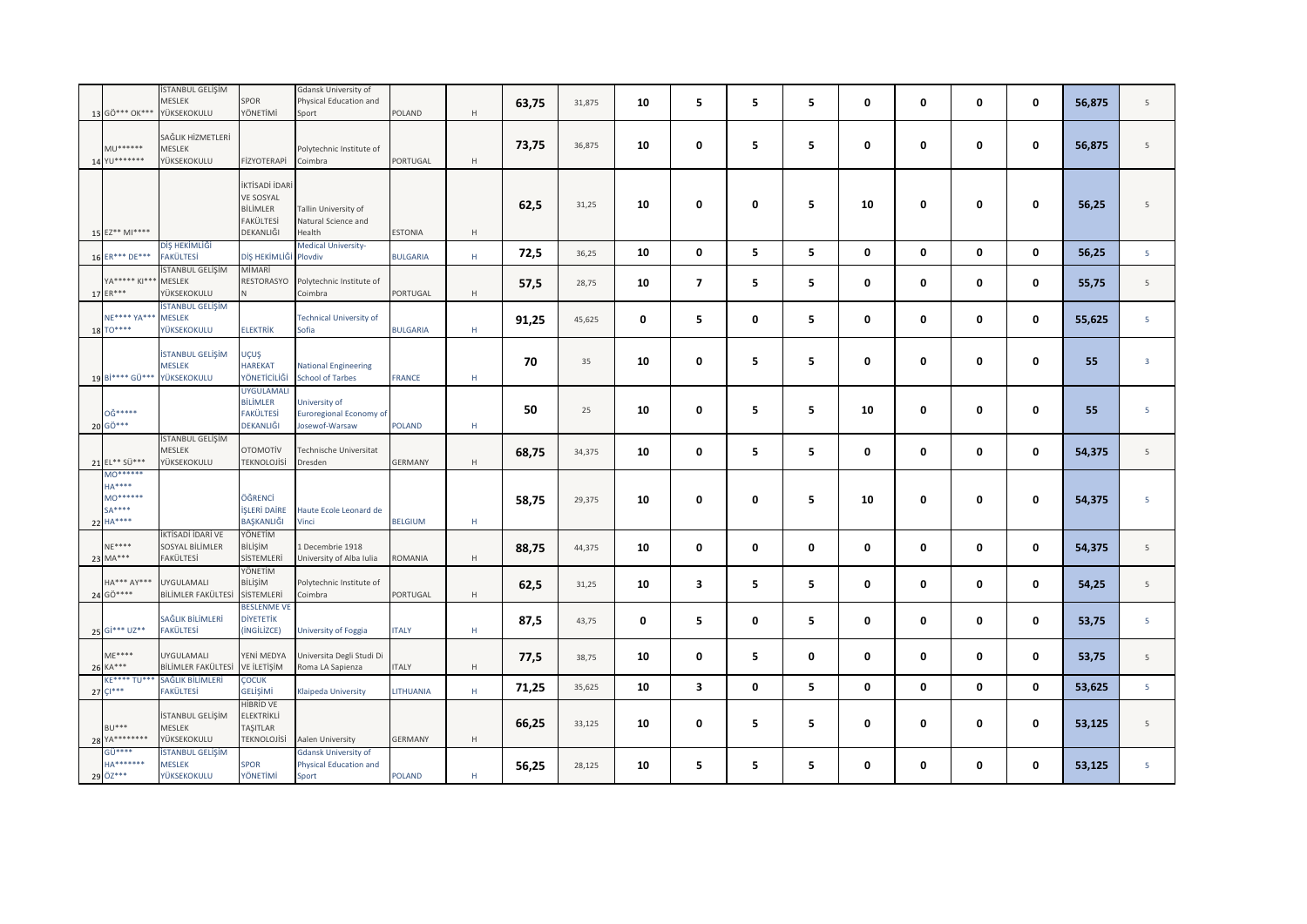| 13 | GÖ*** OK*** | İSTANBUL GELİŞİM MESLEK YÜKSEKOKULU | SPOR YÖNETİMİ | Gdansk University of Physical Education and Sport | POLAND | H | 63,75 | 31,875 | 10 | 5 | 5 | 5 | 0 | 0 | 0 | 0 | 56,875 | 5 |
|---|---|---|---|---|---|---|---|---|---|---|---|---|---|---|---|---|---|---|
| 14 | MU****** YU******* | SAĞLIK HİZMETLERİ MESLEK YÜKSEKOKULU | FİZYOTERAPİ | Polytechnic Institute of Coimbra | PORTUGAL | H | 73,75 | 36,875 | 10 | 0 | 5 | 5 | 0 | 0 | 0 | 0 | 56,875 | 5 |
| 15 | EZ** MI**** | | İKTİSADİ İDARİ VE SOSYAL BİLİMLER FAKÜLTESİ DEKANLIĞI | Tallin University of Natural Science and Health | ESTONIA | H | 62,5 | 31,25 | 10 | 0 | 0 | 5 | 10 | 0 | 0 | 0 | 56,25 | 5 |
| 16 | ER*** DE*** | DİŞ HEKİMLİĞİ FAKÜLTESİ | DİŞ HEKİMLİĞİ | Medical University-Plovdiv | BULGARIA | H | 72,5 | 36,25 | 10 | 0 | 5 | 5 | 0 | 0 | 0 | 0 | 56,25 | 5 |
| 17 | YA***** KI*** ER*** | İSTANBUL GELİŞİM MESLEK YÜKSEKOKULU | MİMARİ RESTORASYON | Polytechnic Institute of Coimbra | PORTUGAL | H | 57,5 | 28,75 | 10 | 7 | 5 | 5 | 0 | 0 | 0 | 0 | 55,75 | 5 |
| 18 | NE**** YA*** TO**** | İSTANBUL GELİŞİM MESLEK YÜKSEKOKULU | ELEKTRİK | Technical University of Sofia | BULGARIA | H | 91,25 | 45,625 | 0 | 5 | 0 | 5 | 0 | 0 | 0 | 0 | 55,625 | 5 |
| 19 | Bİ**** GÜ*** | İSTANBUL GELİŞİM MESLEK YÜKSEKOKULU | UÇUŞ HAREKAT YÖNETİCİLİĞİ | National Engineering School of Tarbes | FRANCE | H | 70 | 35 | 10 | 0 | 5 | 5 | 0 | 0 | 0 | 0 | 55 | 3 |
| 20 | OĞ***** GÖ*** | | UYGULAMALI BİLİMLER FAKÜLTESİ DEKANLIĞI | University of Euroregional Economy of Josewof-Warsaw | POLAND | H | 50 | 25 | 10 | 0 | 5 | 5 | 10 | 0 | 0 | 0 | 55 | 5 |
| 21 | EL** SÜ*** | İSTANBUL GELİŞİM MESLEK YÜKSEKOKULU | OTOMOTİV TEKNOLOJİSİ | Technische Universitat Dresden | GERMANY | H | 68,75 | 34,375 | 10 | 0 | 5 | 5 | 0 | 0 | 0 | 0 | 54,375 | 5 |
| 22 | MO****** HA**** MO****** SA**** HA**** | | ÖĞRENCİ İŞLERİ DAİRE BAŞKANLIĞI | Haute Ecole Leonard de Vinci | BELGIUM | H | 58,75 | 29,375 | 10 | 0 | 0 | 5 | 10 | 0 | 0 | 0 | 54,375 | 5 |
| 23 | NE**** MA*** | İKTİSADİ İDARİ VE SOSYAL BİLİMLER FAKÜLTESİ | YÖNETİM BİLİŞİM SİSTEMLERİ | 1 Decembrie 1918 University of Alba Iulia | ROMANIA | H | 88,75 | 44,375 | 10 | 0 | 0 | 0 | 0 | 0 | 0 | 0 | 54,375 | 5 |
| 24 | HA*** AY*** GÖ**** | UYGULAMALI BİLİMLER FAKÜLTESİ | YÖNETİM BİLİŞİM SİSTEMLERİ | Polytechnic Institute of Coimbra | PORTUGAL | H | 62,5 | 31,25 | 10 | 3 | 5 | 5 | 0 | 0 | 0 | 0 | 54,25 | 5 |
| 25 | Gİ*** UZ** | SAĞLIK BİLİMLERİ FAKÜLTESİ | BESLENME VE DİYETETİK (İNGİLİZCE) | University of Foggia | ITALY | H | 87,5 | 43,75 | 0 | 5 | 0 | 5 | 0 | 0 | 0 | 0 | 53,75 | 5 |
| 26 | ME**** KA*** | UYGULAMALI BİLİMLER FAKÜLTESİ | YENİ MEDYA VE İLETİŞİM | Universita Degli Studi Di Roma LA Sapienza | ITALY | H | 77,5 | 38,75 | 10 | 0 | 5 | 0 | 0 | 0 | 0 | 0 | 53,75 | 5 |
| 27 | KE**** TU*** Çİ*** | SAĞLIK BİLİMLERİ FAKÜLTESİ | ÇOCUK GELİŞİMİ | Klaipeda University | LITHUANIA | H | 71,25 | 35,625 | 10 | 3 | 0 | 5 | 0 | 0 | 0 | 0 | 53,625 | 5 |
| 28 | BU*** YA******** | İSTANBUL GELİŞİM MESLEK YÜKSEKOKULU | HİBRİD VE ELEKTRİKLİ TAŞITLAR TEKNOLOJİSİ | Aalen University | GERMANY | H | 66,25 | 33,125 | 10 | 0 | 5 | 5 | 0 | 0 | 0 | 0 | 53,125 | 5 |
| 29 | GÜ**** HA******* ÖZ*** | İSTANBUL GELİŞİM MESLEK YÜKSEKOKULU | SPOR YÖNETİMİ | Gdansk University of Physical Education and Sport | POLAND | H | 56,25 | 28,125 | 10 | 5 | 5 | 5 | 0 | 0 | 0 | 0 | 53,125 | 5 |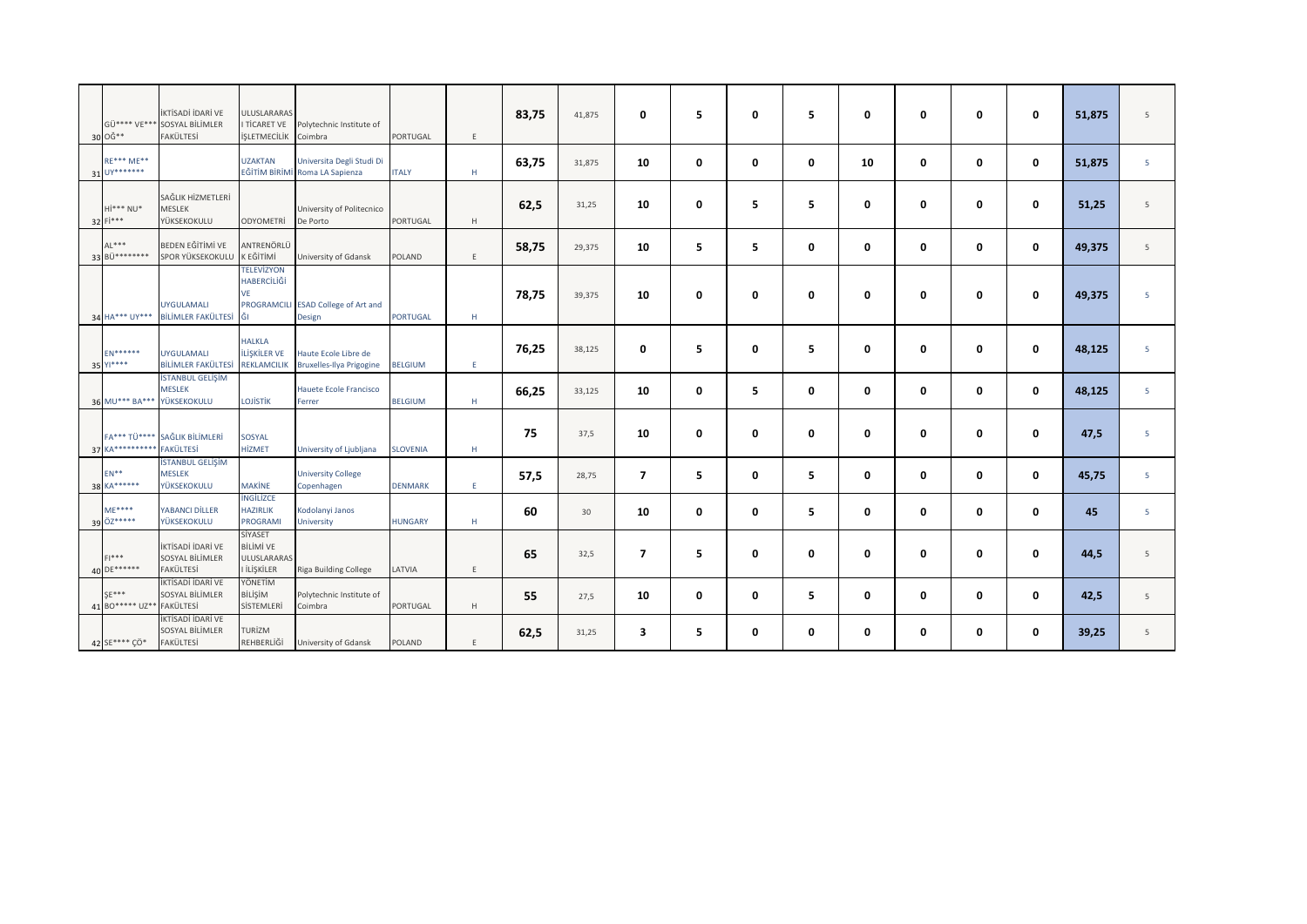| | | | | | | | | | | | | | | | | | | |
|---|---|---|---|---|---|---|---|---|---|---|---|---|---|---|---|---|---|---|
| 30 | GÜ**** VE*** OĞ** | İKTİSADİ İDARİ VE SOSYAL BİLİMLER FAKÜLTESİ | ULUSLARARASI TİCARET VE İŞLETMECİLİK | Polytechnic Institute of Coimbra | PORTUGAL | E | 83,75 | 41,875 | 0 | 5 | 0 | 5 | 0 | 0 | 0 | 0 | 51,875 | 5 |
| 31 | RE*** ME** UY******* | | UZAKTAN EĞİTİM BİRİMİ | Universita Degli Studi Di Roma LA Sapienza | ITALY | H | 63,75 | 31,875 | 10 | 0 | 0 | 0 | 10 | 0 | 0 | 0 | 51,875 | 5 |
| 32 | Hİ*** NU* Fİ*** | SAĞLIK HİZMETLERİ MESLEK YÜKSEKOKULU | ODYOMETRİ | University of Politecnico De Porto | PORTUGAL | H | 62,5 | 31,25 | 10 | 0 | 5 | 5 | 0 | 0 | 0 | 0 | 51,25 | 5 |
| 33 | AL*** BÜ******** | BEDEN EĞİTİMİ VE SPOR YÜKSEKOKULU | ANTRENÖRLÜK EĞİTİMİ | University of Gdansk | POLAND | E | 58,75 | 29,375 | 10 | 5 | 5 | 0 | 0 | 0 | 0 | 0 | 49,375 | 5 |
| 34 | HA*** UY*** | UYGULAMALI BİLİMLER FAKÜLTESİ | TELEVİZYON HABERCİLİĞİ VE PROGRAMCILIĞI | ESAD College of Art and Design | PORTUGAL | H | 78,75 | 39,375 | 10 | 0 | 0 | 0 | 0 | 0 | 0 | 0 | 49,375 | 5 |
| 35 | EN****** Yİ**** | UYGULAMALI BİLİMLER FAKÜLTESİ | HALKLA İLİŞKİLER VE REKLAMCILIK | Haute Ecole Libre de Bruxelles-Ilya Prigogine | BELGIUM | E | 76,25 | 38,125 | 0 | 5 | 0 | 5 | 0 | 0 | 0 | 0 | 48,125 | 5 |
| 36 | MU*** BA*** | İSTANBUL GELİŞİM MESLEK YÜKSEKOKULU | LOJİSTİK | Hauete Ecole Francisco Ferrer | BELGIUM | H | 66,25 | 33,125 | 10 | 0 | 5 | 0 | 0 | 0 | 0 | 0 | 48,125 | 5 |
| 37 | FA*** TÜ**** KA********** | SAĞLIK BİLİMLERİ FAKÜLTESİ | SOSYAL HİZMET | University of Ljubljana | SLOVENIA | H | 75 | 37,5 | 10 | 0 | 0 | 0 | 0 | 0 | 0 | 0 | 47,5 | 5 |
| 38 | EN** KA****** | İSTANBUL GELİŞİM MESLEK YÜKSEKOKULU | MAKİNE | University College Copenhagen | DENMARK | E | 57,5 | 28,75 | 7 | 5 | 0 | 5 | 0 | 0 | 0 | 0 | 45,75 | 5 |
| 39 | ME**** ÖZ***** | YABANCI DİLLER YÜKSEKOKULU | İNGİLİZCE HAZIRLIK PROGRAMI | Kodolanyi Janos University | HUNGARY | H | 60 | 30 | 10 | 0 | 0 | 5 | 0 | 0 | 0 | 0 | 45 | 5 |
| 40 | FI*** DE****** | İKTİSADİ İDARİ VE SOSYAL BİLİMLER FAKÜLTESİ | SİYASET BİLİMİ VE ULUSLARARASI İLİŞKİLER | Riga Building College | LATVIA | E | 65 | 32,5 | 7 | 5 | 0 | 0 | 0 | 0 | 0 | 0 | 44,5 | 5 |
| 41 | ŞE*** BO***** UZ** | İKTİSADİ İDARİ VE SOSYAL BİLİMLER FAKÜLTESİ | YÖNETİM BİLİŞİM SİSTEMLERİ | Polytechnic Institute of Coimbra | PORTUGAL | H | 55 | 27,5 | 10 | 0 | 0 | 5 | 0 | 0 | 0 | 0 | 42,5 | 5 |
| 42 | SE**** ÇÖ* | İKTİSADİ İDARİ VE SOSYAL BİLİMLER FAKÜLTESİ | TURİZM REHBERLİĞİ | University of Gdansk | POLAND | E | 62,5 | 31,25 | 3 | 5 | 0 | 0 | 0 | 0 | 0 | 0 | 39,25 | 5 |